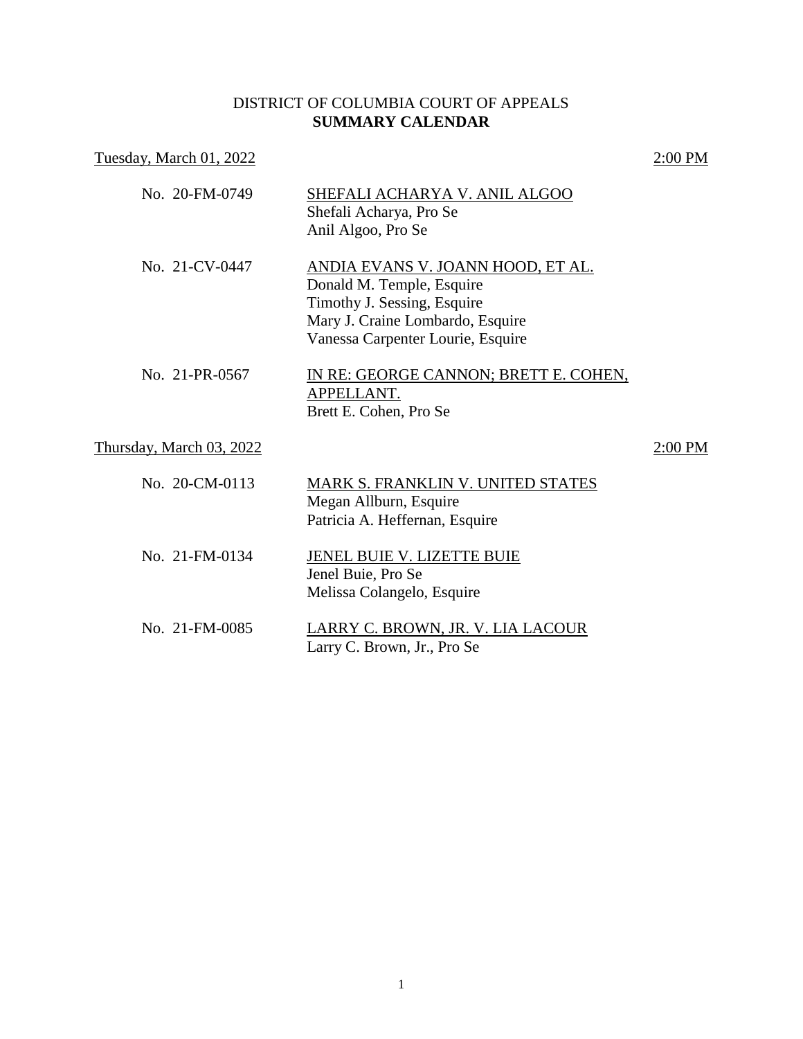DISTRICT OF COLUMBIA COURT OF APPEALS
**SUMMARY CALENDAR**

Tuesday, March 01, 2022 — 2:00 PM

No. 20-FM-0749 — SHEFALI ACHARYA V. ANIL ALGOO
Shefali Acharya, Pro Se
Anil Algoo, Pro Se

No. 21-CV-0447 — ANDIA EVANS V. JOANN HOOD, ET AL.
Donald M. Temple, Esquire
Timothy J. Sessing, Esquire
Mary J. Craine Lombardo, Esquire
Vanessa Carpenter Lourie, Esquire

No. 21-PR-0567 — IN RE: GEORGE CANNON; BRETT E. COHEN, APPELLANT.
Brett E. Cohen, Pro Se

Thursday, March 03, 2022 — 2:00 PM

No. 20-CM-0113 — MARK S. FRANKLIN V. UNITED STATES
Megan Allburn, Esquire
Patricia A. Heffernan, Esquire

No. 21-FM-0134 — JENEL BUIE V. LIZETTE BUIE
Jenel Buie, Pro Se
Melissa Colangelo, Esquire

No. 21-FM-0085 — LARRY C. BROWN, JR. V. LIA LACOUR
Larry C. Brown, Jr., Pro Se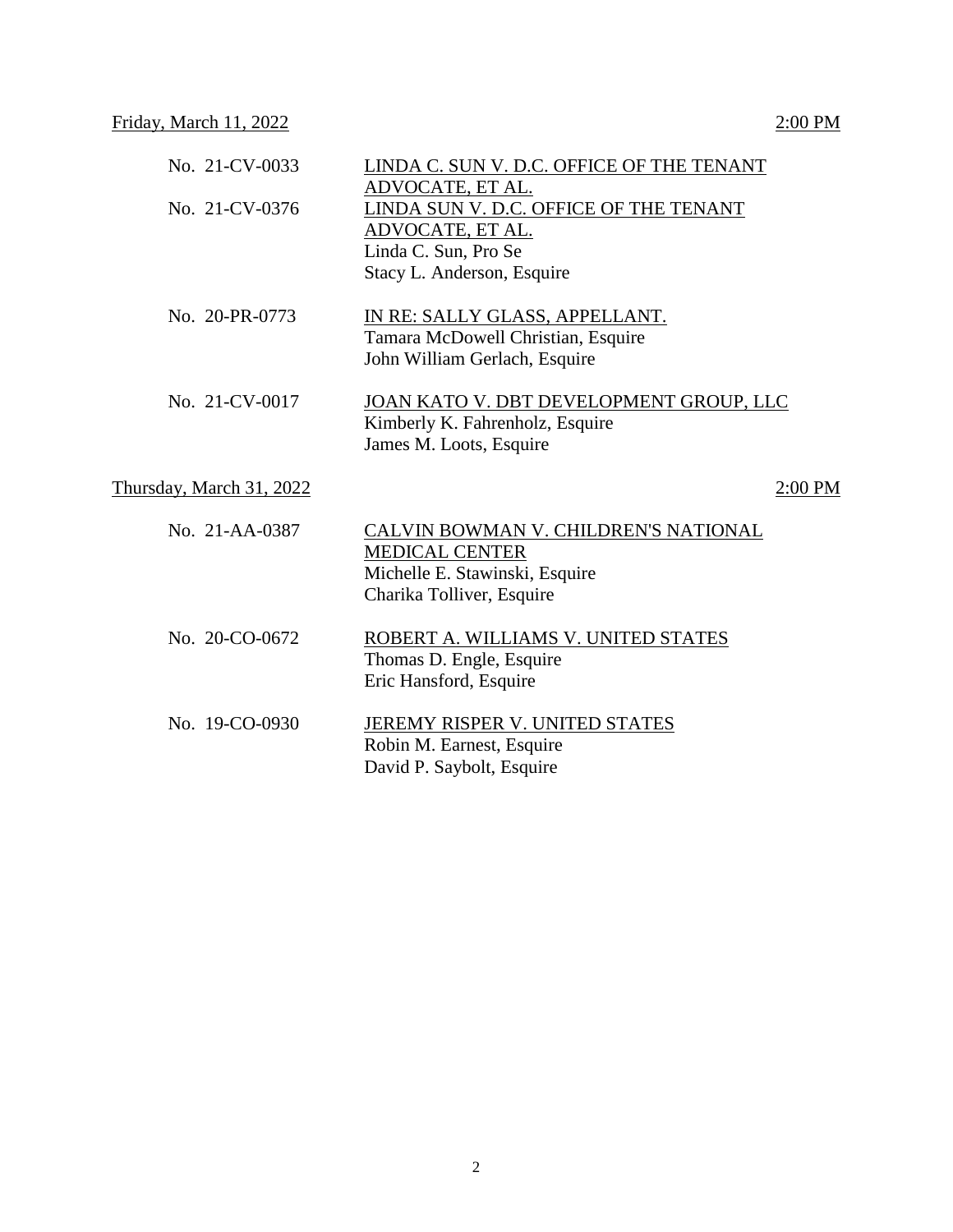Friday, March 11, 2022 2:00 PM

| | |
|---|---|
| No. 21-CV-0033 | LINDA C. SUN V. D.C. OFFICE OF THE TENANT ADVOCATE, ET AL. |
| No. 21-CV-0376 | LINDA SUN V. D.C. OFFICE OF THE TENANT ADVOCATE, ET AL.<br>Linda C. Sun, Pro Se<br>Stacy L. Anderson, Esquire |
| No. 20-PR-0773 | IN RE: SALLY GLASS, APPELLANT.<br>Tamara McDowell Christian, Esquire<br>John William Gerlach, Esquire |
| No. 21-CV-0017 | JOAN KATO V. DBT DEVELOPMENT GROUP, LLC<br>Kimberly K. Fahrenholz, Esquire<br>James M. Loots, Esquire |

Thursday, March 31, 2022 2:00 PM

| | |
|---|---|
| No. 21-AA-0387 | CALVIN BOWMAN V. CHILDREN'S NATIONAL MEDICAL CENTER<br>Michelle E. Stawinski, Esquire<br>Charika Tolliver, Esquire |
| No. 20-CO-0672 | ROBERT A. WILLIAMS V. UNITED STATES<br>Thomas D. Engle, Esquire<br>Eric Hansford, Esquire |
| No. 19-CO-0930 | JEREMY RISPER V. UNITED STATES<br>Robin M. Earnest, Esquire<br>David P. Saybolt, Esquire |